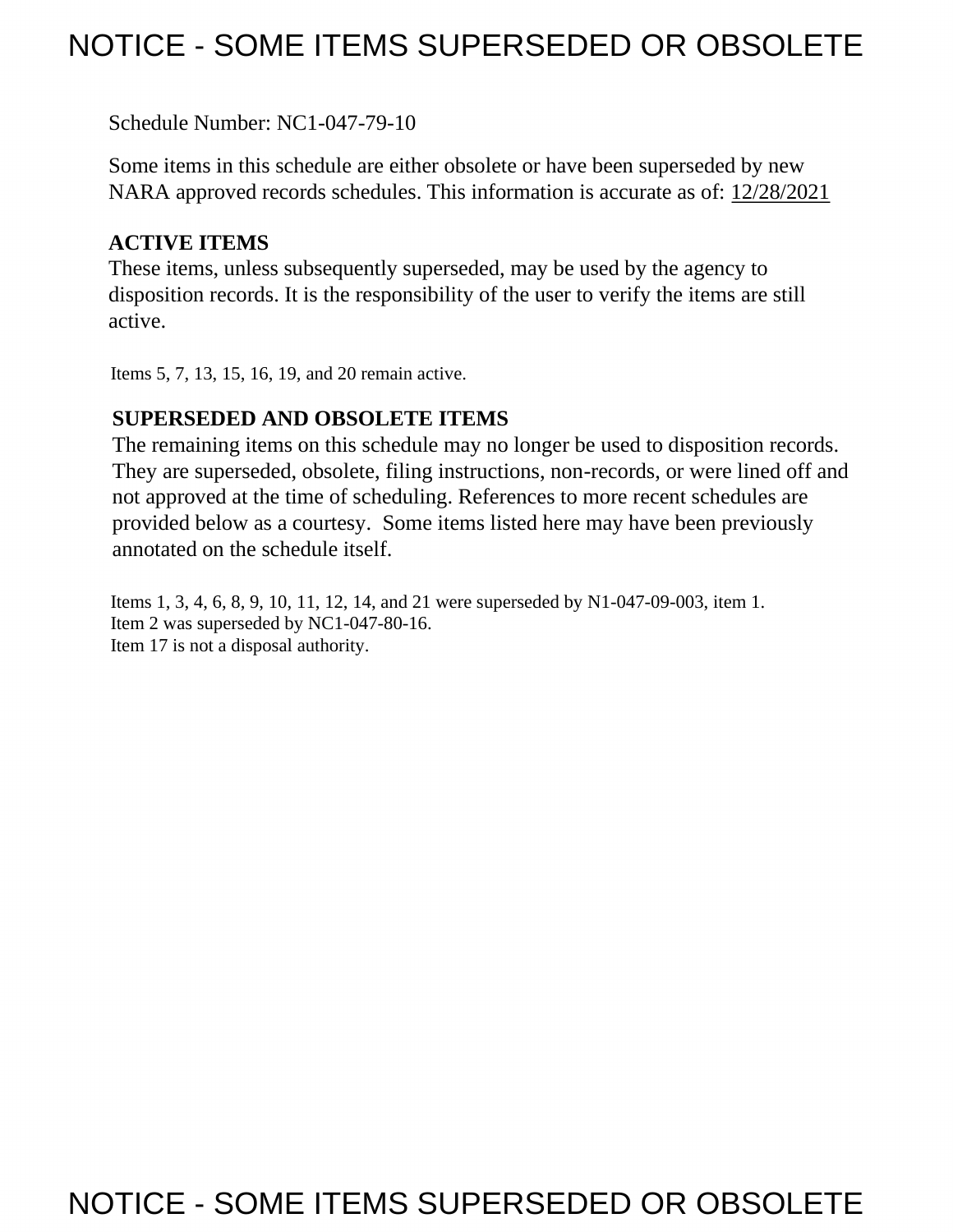# NOTICE - SOME ITEMS SUPERSEDED OR OBSOLETE

Schedule Number: NC1-047-79-10

Some items in this schedule are either obsolete or have been superseded by new NARA approved records schedules. This information is accurate as of: 12/28/2021

**ACTIVE ITEMS**

These items, unless subsequently superseded, may be used by the agency to disposition records. It is the responsibility of the user to verify the items are still active.

Items 5, 7, 13, 15, 16, 19, and 20 remain active.

**SUPERSEDED AND OBSOLETE ITEMS**

The remaining items on this schedule may no longer be used to disposition records. They are superseded, obsolete, filing instructions, non-records, or were lined off and not approved at the time of scheduling. References to more recent schedules are provided below as a courtesy. Some items listed here may have been previously annotated on the schedule itself.

Items 1, 3, 4, 6, 8, 9, 10, 11, 12, 14, and 21 were superseded by N1-047-09-003, item 1.
Item 2 was superseded by NC1-047-80-16.
Item 17 is not a disposal authority.

# NOTICE - SOME ITEMS SUPERSEDED OR OBSOLETE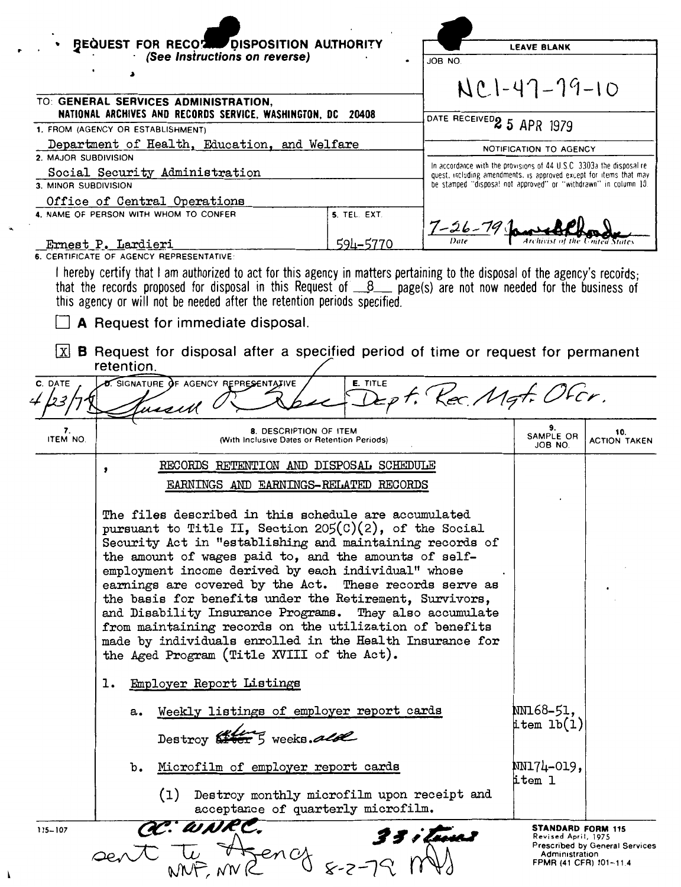**REQUEST FOR RECORDS DISPOSITION AUTHORITY**
*(See Instructions on reverse)*

| LEAVE BLANK |
|---|
| JOB NO. NC1-47-79-10 |
| DATE RECEIVED 25 APR 1979 |
| NOTIFICATION TO AGENCY |
| In accordance with the provisions of 44 U.S.C. 3303a the disposal request, including amendments, is approved except for items that may be stamped "disposal not approved" or "withdrawn" in column 10. |
| 7-26-79 (Date) — (signature) Archivist of the United States |

TO: **GENERAL SERVICES ADMINISTRATION, NATIONAL ARCHIVES AND RECORDS SERVICE, WASHINGTON, DC 20408**

1. FROM (AGENCY OR ESTABLISHMENT): Department of Health, Education, and Welfare
2. MAJOR SUBDIVISION: Social Security Administration
3. MINOR SUBDIVISION: Office of Central Operations
4. NAME OF PERSON WITH WHOM TO CONFER: Ernest P. Lardieri
5. TEL. EXT.: 594-5770

6. CERTIFICATE OF AGENCY REPRESENTATIVE:

I hereby certify that I am authorized to act for this agency in matters pertaining to the disposal of the agency's records; that the records proposed for disposal in this Request of 8 page(s) are not now needed for the business of this agency or will not be needed after the retention periods specified.

☐ **A** Request for immediate disposal.

☒ **B** Request for disposal after a specified period of time or request for permanent retention.

| C. DATE | D. SIGNATURE OF AGENCY REPRESENTATIVE | E. TITLE |
|---|---|---|
| 4/23/79 | Russell (signature) | Dept. Rec. Mgt. Ofcr. |

| 7. ITEM NO. | 8. DESCRIPTION OF ITEM (With Inclusive Dates or Retention Periods) | 9. SAMPLE OR JOB NO. | 10. ACTION TAKEN |
|---|---|---|---|
| | RECORDS RETENTION AND DISPOSAL SCHEDULE<br>EARNINGS AND EARNINGS-RELATED RECORDS | | |
| | The files described in this schedule are accumulated pursuant to Title II, Section 205(C)(2), of the Social Security Act in "establishing and maintaining records of the amount of wages paid to, and the amounts of self-employment income derived by each individual" whose earnings are covered by the Act. These records serve as the basis for benefits under the Retirement, Survivors, and Disability Insurance Programs. They also accumulate from maintaining records on the utilization of benefits made by individuals enrolled in the Health Insurance for the Aged Program (Title XVIII of the Act). | | |
| | 1. Employer Report Listings | | |
| | a. Weekly listings of employer report cards<br>Destroy ~~after~~ when 5 weeks old. | NN168-51, item 1b(1) | |
| | b. Microfilm of employer report cards<br>(1) Destroy monthly microfilm upon receipt and acceptance of quarterly microfilm. | NN174-019, item 1 | |

115-107

cc: WNRC. 33 items
sent to Agency NMF, NNR 8-2-79

STANDARD FORM 115
Revised April, 1975
Prescribed by General Services Administration
FPMR (41 CFR) 101-11.4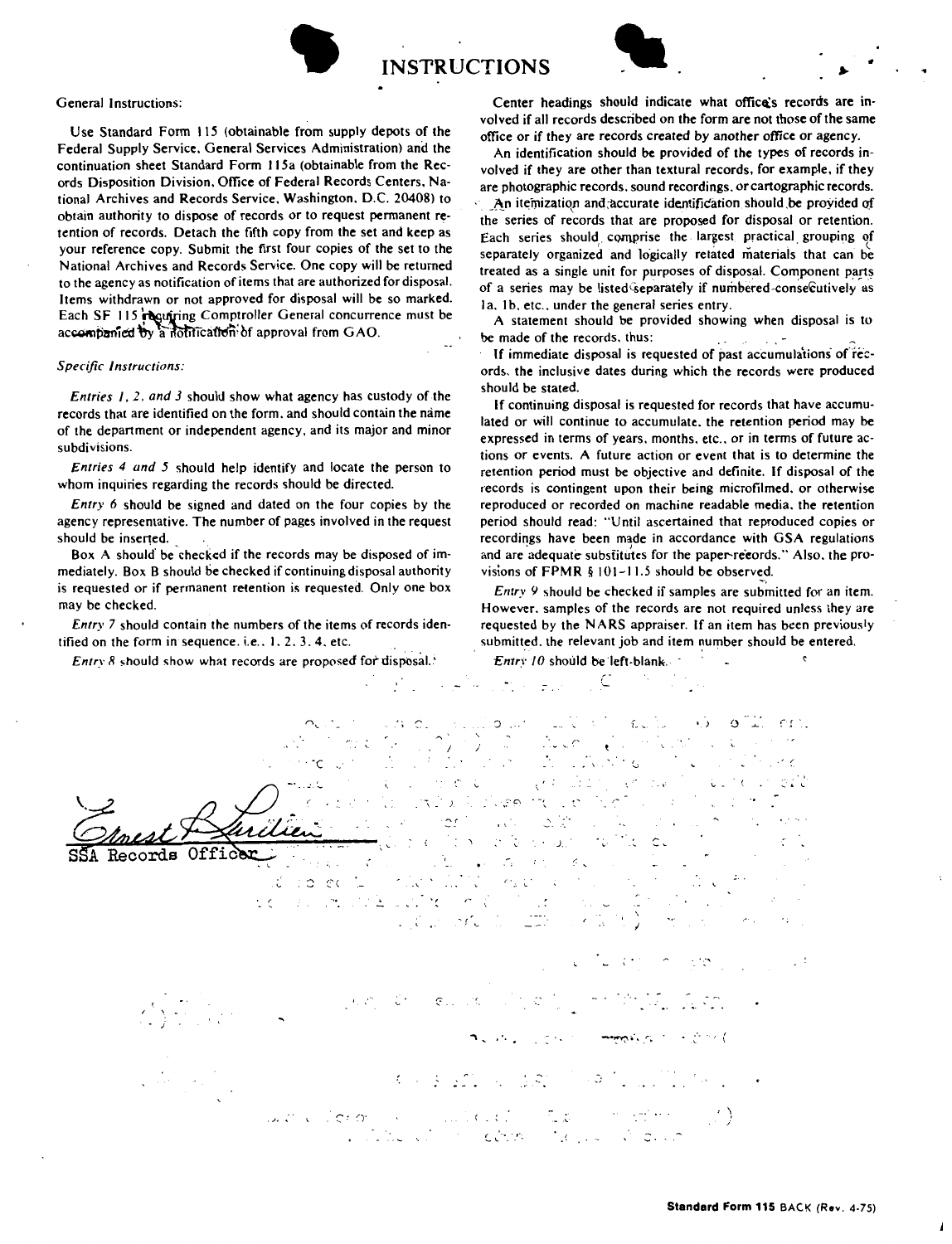# INSTRUCTIONS

General Instructions:

Use Standard Form 115 (obtainable from supply depots of the Federal Supply Service, General Services Administration) and the continuation sheet Standard Form 115a (obtainable from the Records Disposition Division, Office of Federal Records Centers, National Archives and Records Service, Washington, D.C. 20408) to obtain authority to dispose of records or to request permanent retention of records. Detach the fifth copy from the set and keep as your reference copy. Submit the first four copies of the set to the National Archives and Records Service. One copy will be returned to the agency as notification of items that are authorized for disposal. Items withdrawn or not approved for disposal will be so marked. Each SF 115 requiring Comptroller General concurrence must be accompanied by a notification of approval from GAO.

*Specific Instructions:*

*Entries 1, 2, and 3* should show what agency has custody of the records that are identified on the form, and should contain the name of the department or independent agency, and its major and minor subdivisions.

*Entries 4 and 5* should help identify and locate the person to whom inquiries regarding the records should be directed.

*Entry 6* should be signed and dated on the four copies by the agency representative. The number of pages involved in the request should be inserted.

Box A should be checked if the records may be disposed of immediately. Box B should be checked if continuing disposal authority is requested or if permanent retention is requested. Only one box may be checked.

*Entry 7* should contain the numbers of the items of records identified on the form in sequence, i.e., 1, 2, 3, 4, etc.

*Entry 8* should show what records are proposed for disposal.

Center headings should indicate what office's records are involved if all records described on the form are not those of the same office or if they are records created by another office or agency.

An identification should be provided of the types of records involved if they are other than textural records, for example, if they are photographic records, sound recordings, or cartographic records.

An itemization and accurate identification should be provided of the series of records that are proposed for disposal or retention. Each series should comprise the largest practical grouping of separately organized and logically related materials that can be treated as a single unit for purposes of disposal. Component parts of a series may be listed separately if numbered consecutively as 1a, 1b, etc., under the general series entry.

A statement should be provided showing when disposal is to be made of the records, thus:

If immediate disposal is requested of past accumulations of records, the inclusive dates during which the records were produced should be stated.

If continuing disposal is requested for records that have accumulated or will continue to accumulate, the retention period may be expressed in terms of years, months, etc., or in terms of future actions or events. A future action or event that is to determine the retention period must be objective and definite. If disposal of the records is contingent upon their being microfilmed, or otherwise reproduced or recorded on machine readable media, the retention period should read: "Until ascertained that reproduced copies or recordings have been made in accordance with GSA regulations and are adequate substitutes for the paper records." Also, the provisions of FPMR § 101-11.5 should be observed.

*Entry 9* should be checked if samples are submitted for an item. However, samples of the records are not required unless they are requested by the NARS appraiser. If an item has been previously submitted, the relevant job and item number should be entered.

*Entry 10* should be left blank.

Ernest P. Lardieri
SSA Records Officer

**Standard Form 115 BACK (Rev. 4-75)**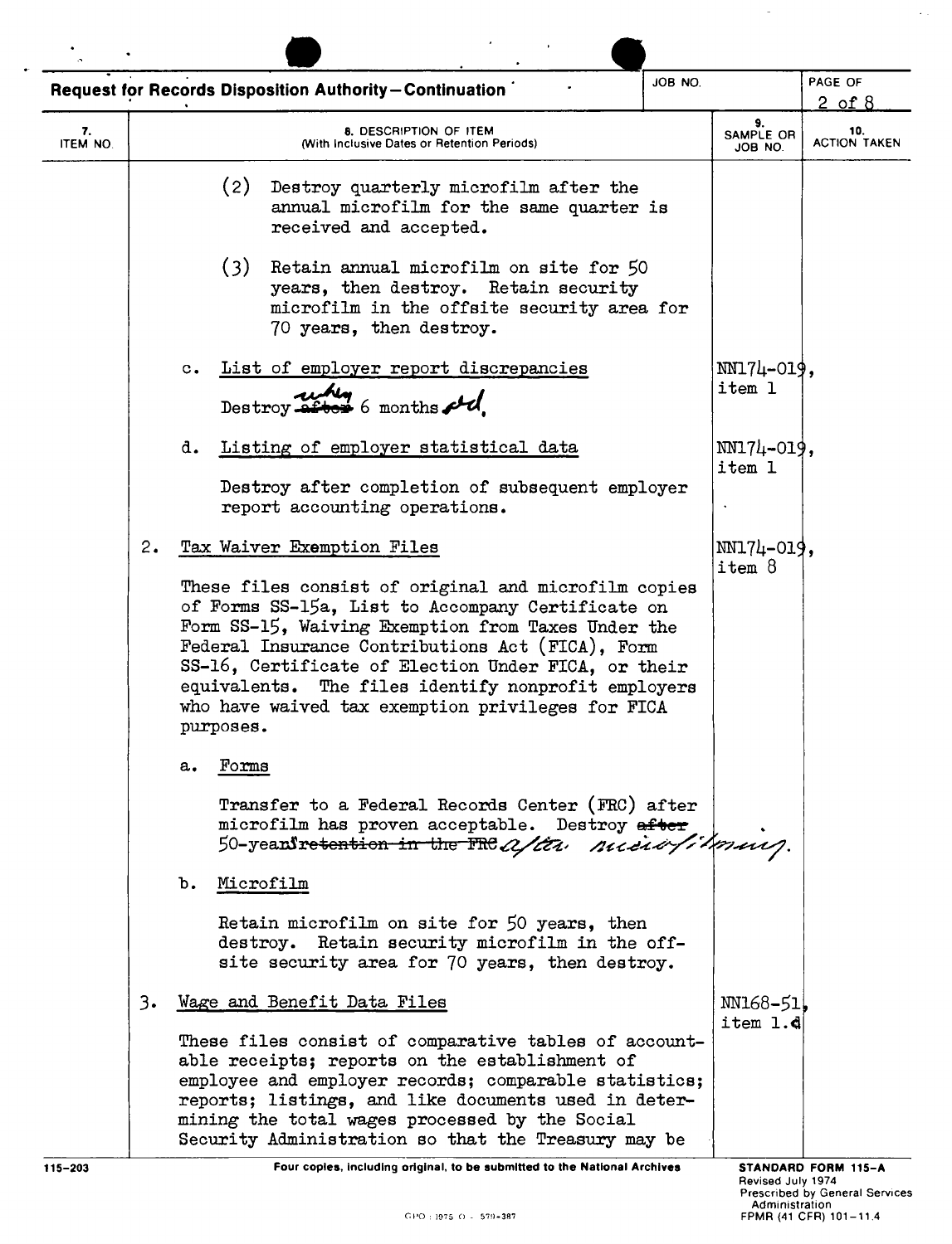**Request for Records Disposition Authority—Continuation**

| 7. ITEM NO. | 8. DESCRIPTION OF ITEM (With Inclusive Dates or Retention Periods) | 9. SAMPLE OR JOB NO. | 10. ACTION TAKEN |
|---|---|---|---|
| | (2) Destroy quarterly microfilm after the annual microfilm for the same quarter is received and accepted. | | |
| | (3) Retain annual microfilm on site for 50 years, then destroy. Retain security microfilm in the offsite security area for 70 years, then destroy. | | |
| | c. List of employer report discrepancies<br><br>Destroy ~~after~~ when 6 months old. | NN174-019, item 1 | |
| | d. Listing of employer statistical data<br><br>Destroy after completion of subsequent employer report accounting operations. | NN174-019, item 1 | |
| 2. | Tax Waiver Exemption Files<br><br>These files consist of original and microfilm copies of Forms SS-15a, List to Accompany Certificate on Form SS-15, Waiving Exemption from Taxes Under the Federal Insurance Contributions Act (FICA), Form SS-16, Certificate of Election Under FICA, or their equivalents. The files identify nonprofit employers who have waived tax exemption privileges for FICA purposes. | NN174-019, item 8 | |
| | a. Forms<br><br>Transfer to a Federal Records Center (FRC) after microfilm has proven acceptable. Destroy ~~after~~ 50-years ~~retention in the FRC~~ after microfilming. | | |
| | b. Microfilm<br><br>Retain microfilm on site for 50 years, then destroy. Retain security microfilm in the off-site security area for 70 years, then destroy. | | |
| 3. | Wage and Benefit Data Files<br><br>These files consist of comparative tables of accountable receipts; reports on the establishment of employee and employer records; comparable statistics; reports; listings, and like documents used in determining the total wages processed by the Social Security Administration so that the Treasury may be | NN168-51, item 1.d | |

115-203 — Four copies, including original, to be submitted to the National Archives — STANDARD FORM 115-A, Revised July 1974, Prescribed by General Services Administration, FPMR (41 CFR) 101-11.4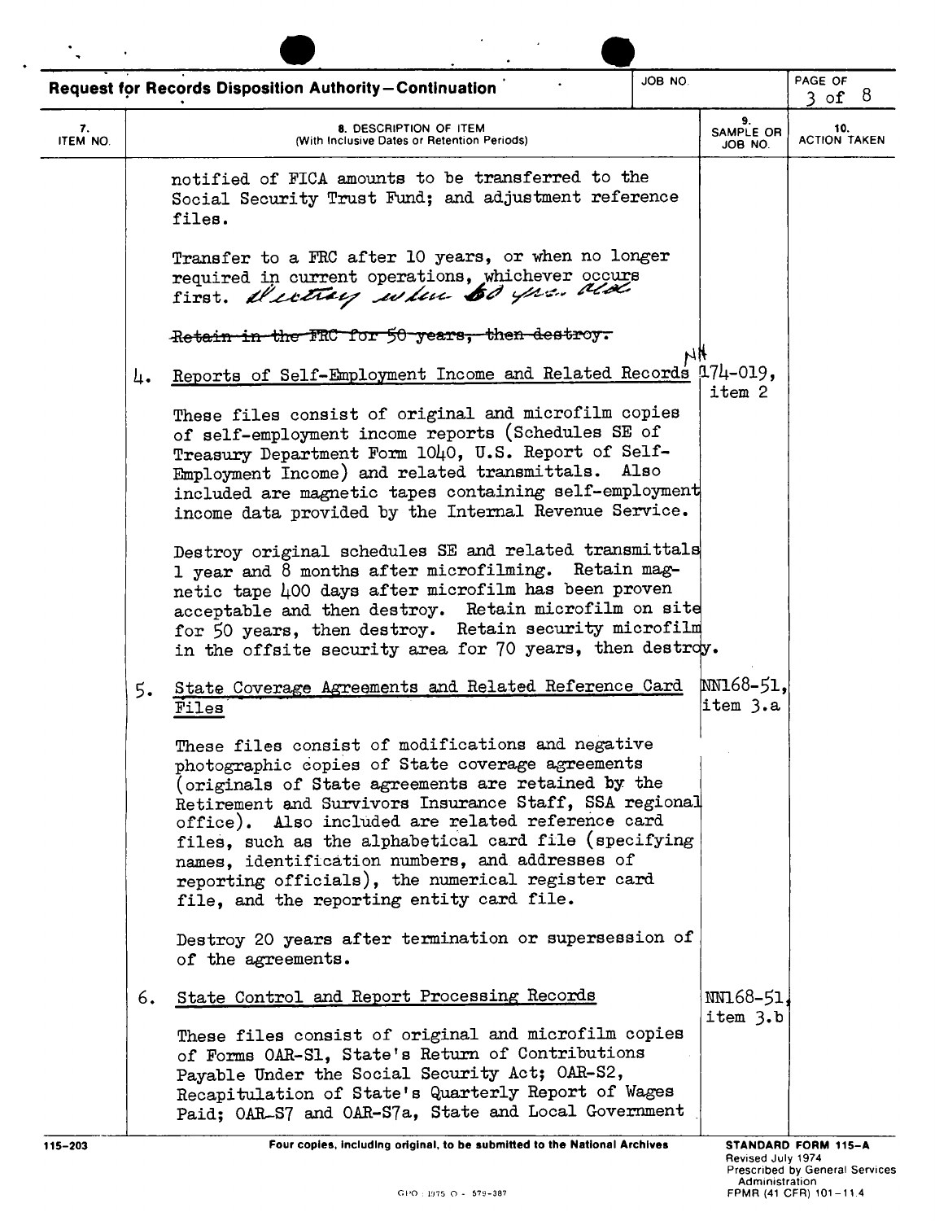**Request for Records Disposition Authority—Continuation**

| 7. ITEM NO. | 8. DESCRIPTION OF ITEM (With Inclusive Dates or Retention Periods) | 9. SAMPLE OR JOB NO. | 10. ACTION TAKEN |
|---|---|---|---|
| | notified of FICA amounts to be transferred to the Social Security Trust Fund; and adjustment reference files. | | |
| | Transfer to a FRC after 10 years, or when no longer required in current operations, whichever occurs first. Destroy when 50 yrs. old | | |
| | ~~Retain in the FRC for 50 years, then destroy.~~ | | |
| 4. | Reports of Self-Employment Income and Related Records | NN174-019, item 2 | |
| | These files consist of original and microfilm copies of self-employment income reports (Schedules SE of Treasury Department Form 1040, U.S. Report of Self-Employment Income) and related transmittals. Also included are magnetic tapes containing self-employment income data provided by the Internal Revenue Service. | | |
| | Destroy original schedules SE and related transmittals 1 year and 8 months after microfilming. Retain magnetic tape 400 days after microfilm has been proven acceptable and then destroy. Retain microfilm on site for 50 years, then destroy. Retain security microfilm in the offsite security area for 70 years, then destroy. | | |
| 5. | State Coverage Agreements and Related Reference Card Files | NN168-51, item 3.a | |
| | These files consist of modifications and negative photographic copies of State coverage agreements (originals of State agreements are retained by the Retirement and Survivors Insurance Staff, SSA regional office). Also included are related reference card files, such as the alphabetical card file (specifying names, identification numbers, and addresses of reporting officials), the numerical register card file, and the reporting entity card file. | | |
| | Destroy 20 years after termination or supersession of of the agreements. | | |
| 6. | State Control and Report Processing Records | NN168-51, item 3.b | |
| | These files consist of original and microfilm copies of Forms OAR-S1, State's Return of Contributions Payable Under the Social Security Act; OAR-S2, Recapitulation of State's Quarterly Report of Wages Paid; OAR-S7 and OAR-S7a, State and Local Government | | |

115-203

Four copies, including original, to be submitted to the National Archives

STANDARD FORM 115-A
Revised July 1974
Prescribed by General Services Administration
FPMR (41 CFR) 101-11.4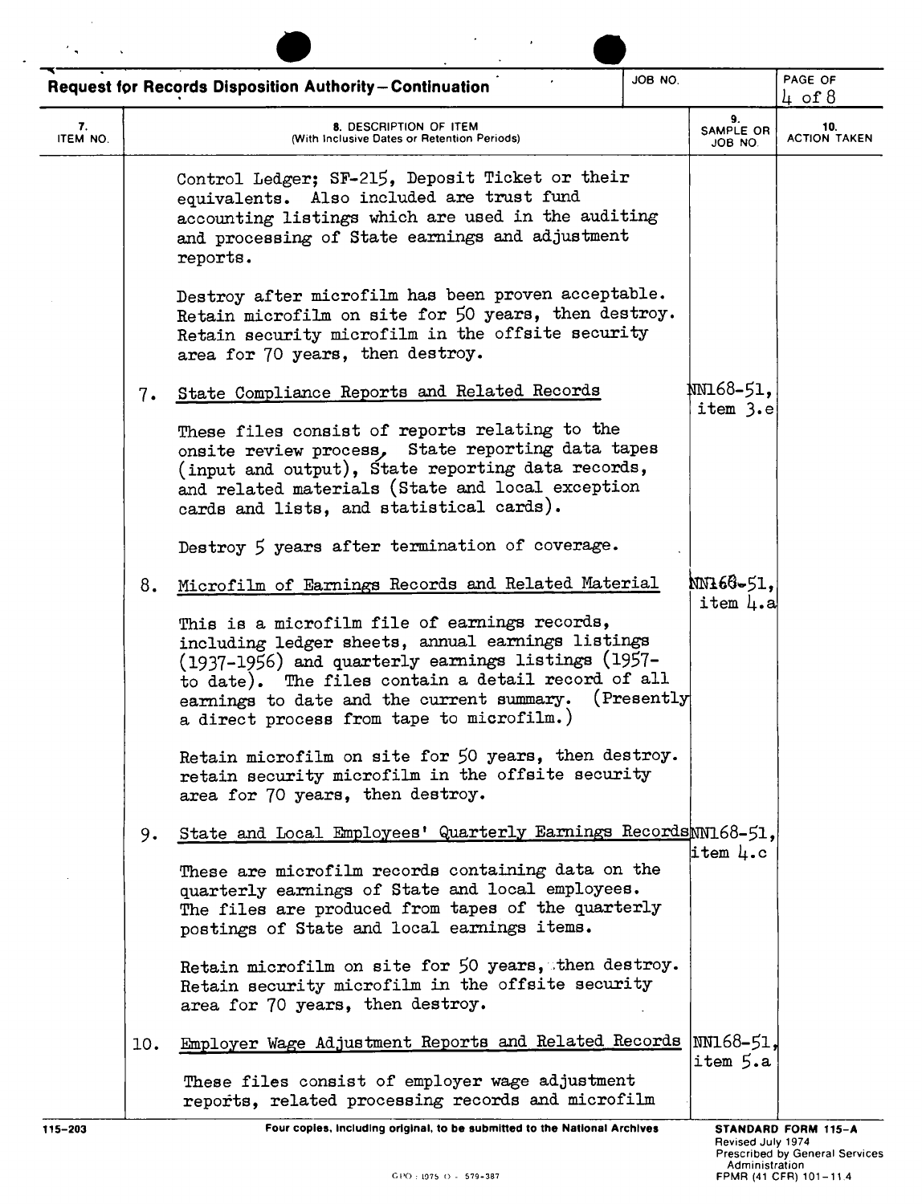**Request for Records Disposition Authority—Continuation**

| 7. ITEM NO. | 8. DESCRIPTION OF ITEM (With Inclusive Dates or Retention Periods) | 9. SAMPLE OR JOB NO. | 10. ACTION TAKEN |
|---|---|---|---|
| | Control Ledger; SF-215, Deposit Ticket or their equivalents. Also included are trust fund accounting listings which are used in the auditing and processing of State earnings and adjustment reports.<br><br>Destroy after microfilm has been proven acceptable. Retain microfilm on site for 50 years, then destroy. Retain security microfilm in the offsite security area for 70 years, then destroy. | | |
| 7. | State Compliance Reports and Related Records<br><br>These files consist of reports relating to the onsite review process, State reporting data tapes (input and output), State reporting data records, and related materials (State and local exception cards and lists, and statistical cards).<br><br>Destroy 5 years after termination of coverage. | NN168-51, item 3.e | |
| 8. | Microfilm of Earnings Records and Related Material<br><br>This is a microfilm file of earnings records, including ledger sheets, annual earnings listings (1937-1956) and quarterly earnings listings (1957-to date). The files contain a detail record of all earnings to date and the current summary. (Presently a direct process from tape to microfilm.)<br><br>Retain microfilm on site for 50 years, then destroy. retain security microfilm in the offsite security area for 70 years, then destroy. | NN168-51, item 4.a | |
| 9. | State and Local Employees' Quarterly Earnings Records<br><br>These are microfilm records containing data on the quarterly earnings of State and local employees. The files are produced from tapes of the quarterly postings of State and local earnings items.<br><br>Retain microfilm on site for 50 years, then destroy. Retain security microfilm in the offsite security area for 70 years, then destroy. | NN168-51, item 4.c | |
| 10. | Employer Wage Adjustment Reports and Related Records<br><br>These files consist of employer wage adjustment reports, related processing records and microfilm | NN168-51, item 5.a | |

115-203 — Four copies, including original, to be submitted to the National Archives — STANDARD FORM 115-A, Revised July 1974, Prescribed by General Services Administration, FPMR (41 CFR) 101-11.4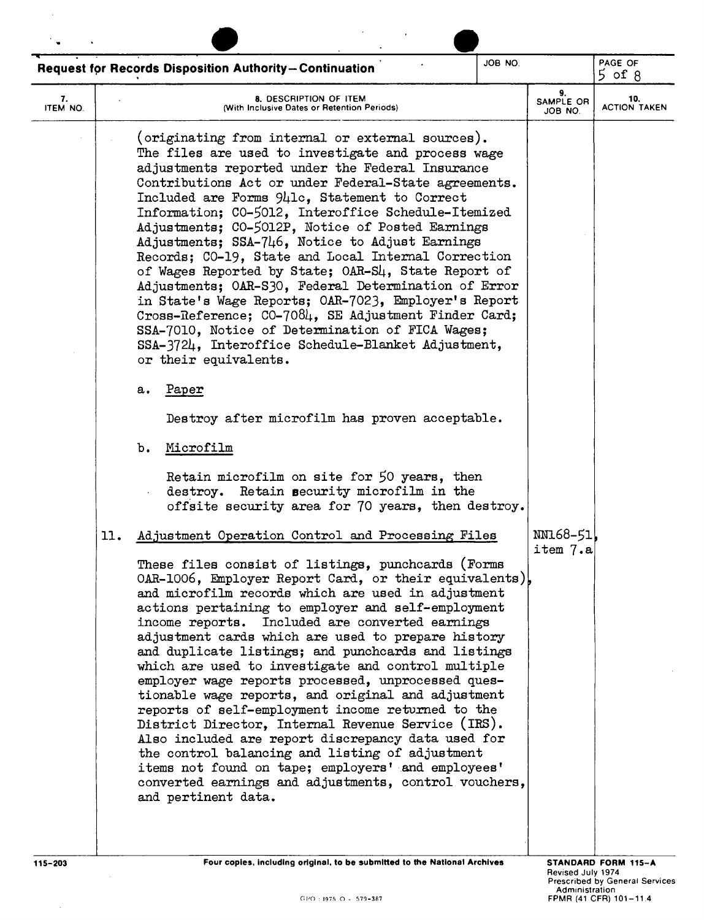**Request for Records Disposition Authority—Continuation**

| 7. ITEM NO. | 8. DESCRIPTION OF ITEM (With Inclusive Dates or Retention Periods) | 9. SAMPLE OR JOB NO. | 10. ACTION TAKEN |
|---|---|---|---|
| | (originating from internal or external sources). The files are used to investigate and process wage adjustments reported under the Federal Insurance Contributions Act or under Federal-State agreements. Included are Forms 941c, Statement to Correct Information; CO-5012, Interoffice Schedule-Itemized Adjustments; CO-5012P, Notice of Posted Earnings Adjustments; SSA-746, Notice to Adjust Earnings Records; CO-19, State and Local Internal Correction of Wages Reported by State; OAR-S4, State Report of Adjustments; OAR-S30, Federal Determination of Error in State's Wage Reports; OAR-7023, Employer's Report Cross-Reference; CO-7084, SE Adjustment Finder Card; SSA-7010, Notice of Determination of FICA Wages; SSA-3724, Interoffice Schedule-Blanket Adjustment, or their equivalents. | | |
| | a. Paper<br><br>Destroy after microfilm has proven acceptable. | | |
| | b. Microfilm<br><br>Retain microfilm on site for 50 years, then destroy. Retain security microfilm in the offsite security area for 70 years, then destroy. | | |
| 11. | Adjustment Operation Control and Processing Files<br><br>These files consist of listings, punchcards (Forms OAR-1006, Employer Report Card, or their equivalents), and microfilm records which are used in adjustment actions pertaining to employer and self-employment income reports. Included are converted earnings adjustment cards which are used to prepare history and duplicate listings; and punchcards and listings which are used to investigate and control multiple employer wage reports processed, unprocessed questionable wage reports, and original and adjustment reports of self-employment income returned to the District Director, Internal Revenue Service (IRS). Also included are report discrepancy data used for the control balancing and listing of adjustment items not found on tape; employers' and employees' converted earnings and adjustments, control vouchers, and pertinent data. | NN168-51, item 7.a | |

Four copies, including original, to be submitted to the National Archives

STANDARD FORM 115-A
Revised July 1974
Prescribed by General Services Administration
FPMR (41 CFR) 101-11.4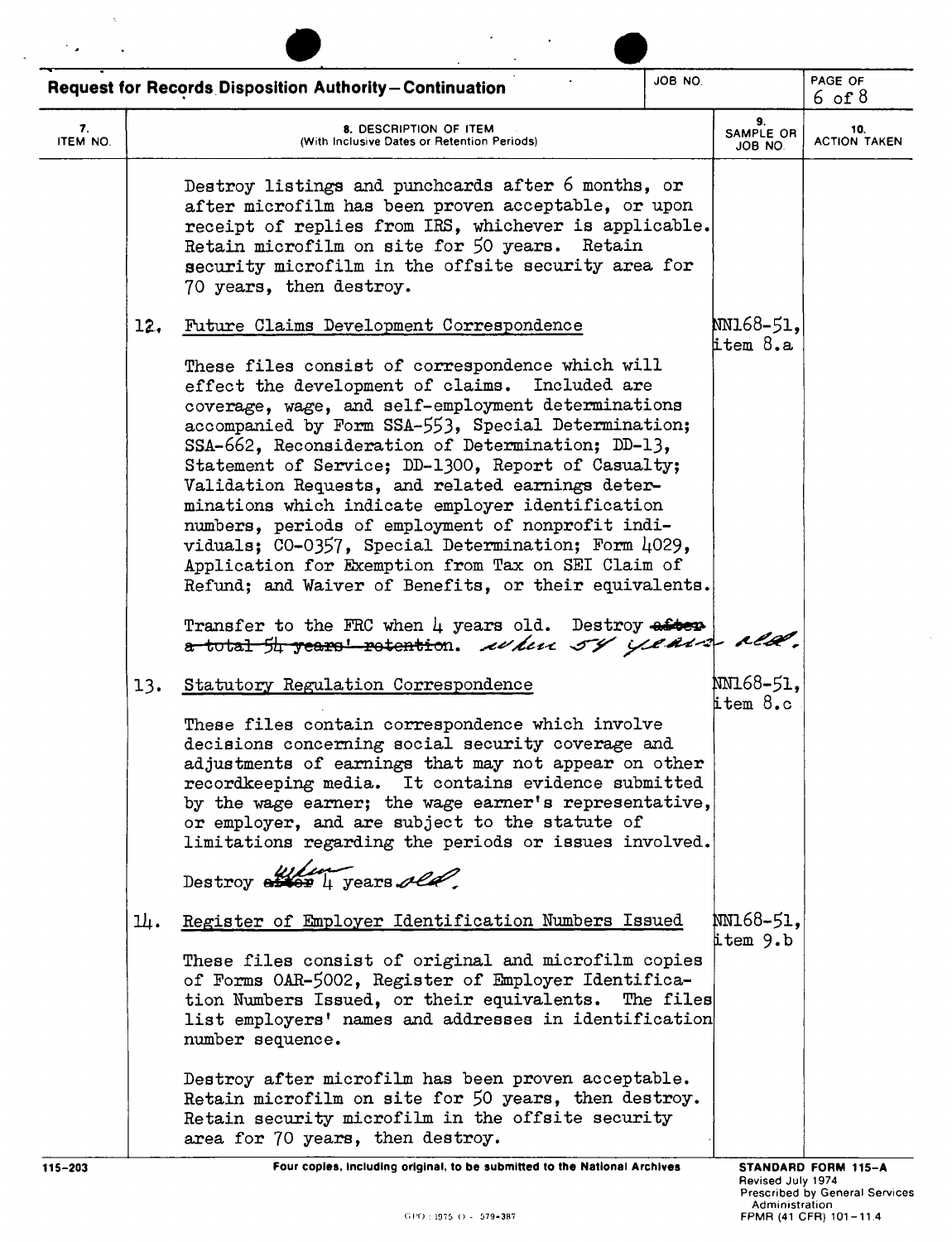**Request for Records Disposition Authority—Continuation**

| 7. ITEM NO. | 8. DESCRIPTION OF ITEM (With Inclusive Dates or Retention Periods) | 9. SAMPLE OR JOB NO. | 10. ACTION TAKEN |
|---|---|---|---|
| | Destroy listings and punchcards after 6 months, or after microfilm has been proven acceptable, or upon receipt of replies from IRS, whichever is applicable. Retain microfilm on site for 50 years. Retain security microfilm in the offsite security area for 70 years, then destroy. | | |
| 12. | Future Claims Development Correspondence<br><br>These files consist of correspondence which will effect the development of claims. Included are coverage, wage, and self-employment determinations accompanied by Form SSA-553, Special Determination; SSA-662, Reconsideration of Determination; DD-13, Statement of Service; DD-1300, Report of Casualty; Validation Requests, and related earnings determinations which indicate employer identification numbers, periods of employment of nonprofit individuals; CO-0357, Special Determination; Form 4029, Application for Exemption from Tax on SEI Claim of Refund; and Waiver of Benefits, or their equivalents.<br><br>Transfer to the FRC when 4 years old. Destroy ~~after a total 54 years' retention~~. when 54 years old. | NN168-51, item 8.a | |
| 13. | Statutory Regulation Correspondence<br><br>These files contain correspondence which involve decisions concerning social security coverage and adjustments of earnings that may not appear on other recordkeeping media. It contains evidence submitted by the wage earner; the wage earner's representative, or employer, and are subject to the statute of limitations regarding the periods or issues involved.<br><br>Destroy ~~after~~ when 4 years old. | NN168-51, item 8.c | |
| 14. | Register of Employer Identification Numbers Issued<br><br>These files consist of original and microfilm copies of Forms OAR-5002, Register of Employer Identification Numbers Issued, or their equivalents. The files list employers' names and addresses in identification number sequence.<br><br>Destroy after microfilm has been proven acceptable. Retain microfilm on site for 50 years, then destroy. Retain security microfilm in the offsite security area for 70 years, then destroy. | NN168-51, item 9.b | |

Four copies, including original, to be submitted to the National Archives

STANDARD FORM 115-A
Revised July 1974
Prescribed by General Services Administration
FPMR (41 CFR) 101-11.4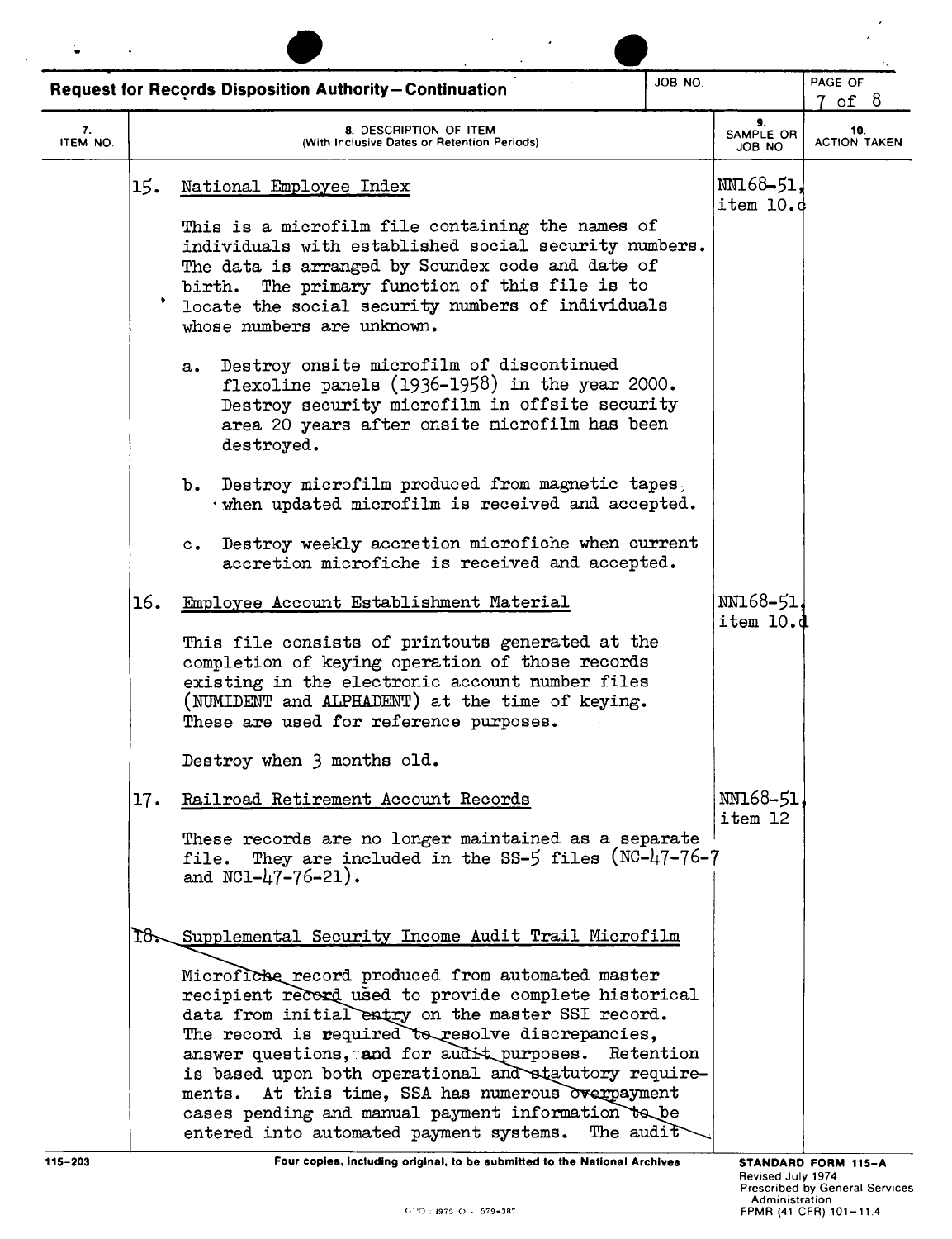**Request for Records Disposition Authority—Continuation**

| 7. ITEM NO. | 8. DESCRIPTION OF ITEM (With Inclusive Dates or Retention Periods) | 9. SAMPLE OR JOB NO. | 10. ACTION TAKEN |
|---|---|---|---|
| 15. | National Employee Index<br><br>This is a microfilm file containing the names of individuals with established social security numbers. The data is arranged by Soundex code and date of birth. The primary function of this file is to locate the social security numbers of individuals whose numbers are unknown.<br><br>a. Destroy onsite microfilm of discontinued flexoline panels (1936-1958) in the year 2000. Destroy security microfilm in offsite security area 20 years after onsite microfilm has been destroyed.<br><br>b. Destroy microfilm produced from magnetic tapes, when updated microfilm is received and accepted.<br><br>c. Destroy weekly accretion microfiche when current accretion microfiche is received and accepted. | NN168-51, item 10.c | |
| 16. | Employee Account Establishment Material<br><br>This file consists of printouts generated at the completion of keying operation of those records existing in the electronic account number files (NUMIDENT and ALPHADENT) at the time of keying. These are used for reference purposes.<br><br>Destroy when 3 months old. | NN168-51, item 10.d | |
| 17. | Railroad Retirement Account Records<br><br>These records are no longer maintained as a separate file. They are included in the SS-5 files (NC-47-76-7 and NC1-47-76-21). | NN168-51, item 12 | |
| 18. | Supplemental Security Income Audit Trail Microfilm<br><br>Microfiche record produced from automated master recipient record used to provide complete historical data from initial entry on the master SSI record. The record is required to resolve discrepancies, answer questions, and for audit purposes. Retention is based upon both operational and statutory requirements. At this time, SSA has numerous overpayment cases pending and manual payment information to be entered into automated payment systems. The audit | | |

115-203 Four copies, including original, to be submitted to the National Archives

STANDARD FORM 115-A
Revised July 1974
Prescribed by General Services Administration
FPMR (41 CFR) 101-11.4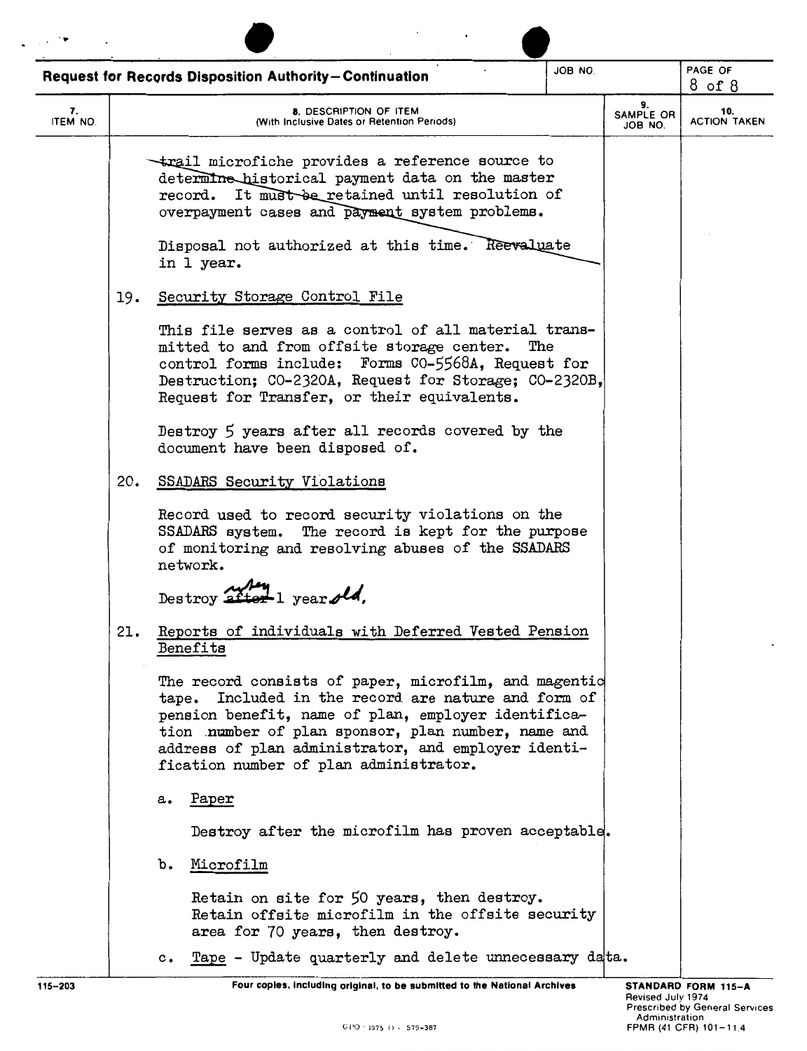**Request for Records Disposition Authority—Continuation**

| 7. ITEM NO. | 8. DESCRIPTION OF ITEM (With Inclusive Dates or Retention Periods) | 9. SAMPLE OR JOB NO. | 10. ACTION TAKEN |
|---|---|---|---|

trail microfiche provides a reference source to determine historical payment data on the master record. It must be retained until resolution of overpayment cases and payment system problems.

Disposal not authorized at this time. Reevaluate in 1 year.

19. Security Storage Control File

    This file serves as a control of all material transmitted to and from offsite storage center. The control forms include: Forms CO-5568A, Request for Destruction; CO-2320A, Request for Storage; CO-2320B, Request for Transfer, or their equivalents.

    Destroy 5 years after all records covered by the document have been disposed of.

20. SSADARS Security Violations

    Record used to record security violations on the SSADARS system. The record is kept for the purpose of monitoring and resolving abuses of the SSADARS network.

    Destroy ~~after~~ when 1 year old.

21. Reports of individuals with Deferred Vested Pension Benefits

    The record consists of paper, microfilm, and magentic tape. Included in the record are nature and form of pension benefit, name of plan, employer identification number of plan sponsor, plan number, name and address of plan administrator, and employer identification number of plan administrator.

    a. Paper

       Destroy after the microfilm has proven acceptable.

    b. Microfilm

       Retain on site for 50 years, then destroy. Retain offsite microfilm in the offsite security area for 70 years, then destroy.

    c. Tape - Update quarterly and delete unnecessary data.

115-203 Four copies, including original, to be submitted to the National Archives

STANDARD FORM 115-A
Revised July 1974
Prescribed by General Services Administration
FPMR (41 CFR) 101-11.4